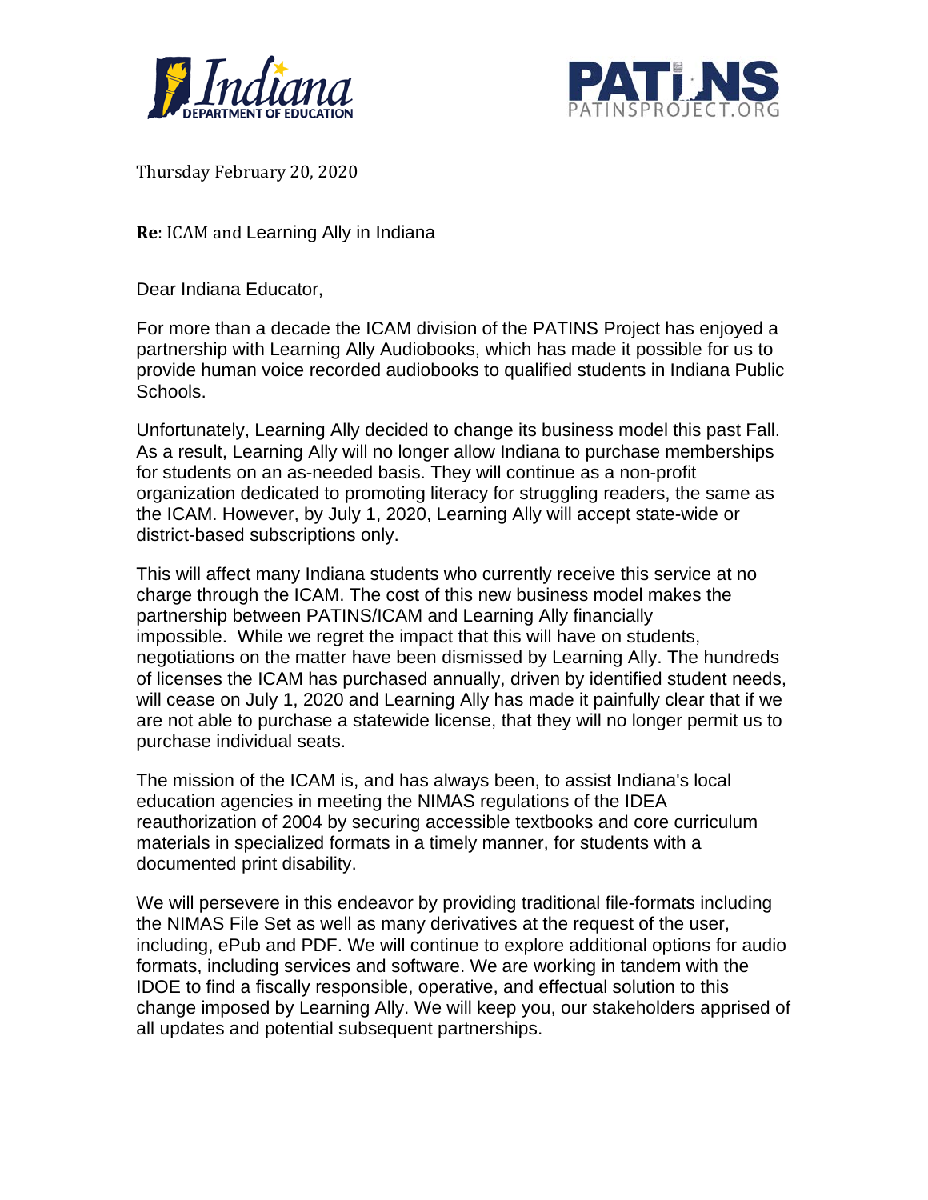Thursday February 20, 2020

**Re**: ICAM and Learning Ally in Indiana

Dear Indiana Educator,

For more than a decade the ICAM division of the PATINS Project has enjoyed a partnership with Learning Ally Audiobooks, which has made it possible for us to provide human voice recorded audiobooks to qualified students in Indiana Public Schools.

Unfortunately, Learning Ally decided to change its business model this past Fall. As a result, Learning Ally will no longer allow Indiana to purchase memberships for students on an as-needed basis. They will continue as a non-profit organization dedicated to promoting literacy for struggling readers, the same as the ICAM. However, by July 1, 2020, Learning Ally will accept state-wide or district-based subscriptions only.

This will affect many Indiana students who currently receive this service at no charge through the ICAM. The cost of this new business model makes the partnership between PATINS/ICAM and Learning Ally financially impossible. While we regret the impact that this will have on students, negotiations on the matter have been dismissed by Learning Ally. The hundreds of licenses the ICAM has purchased annually, driven by identified student needs, will cease on July 1, 2020 and Learning Ally has made it painfully clear that if we are not able to purchase a statewide license, that they will no longer permit us to purchase individual seats.

The mission of the ICAM is, and has always been, to assist Indiana's local education agencies in meeting the NIMAS regulations of the IDEA reauthorization of 2004 by securing accessible textbooks and core curriculum materials in specialized formats in a timely manner, for students with a documented print disability.

We will persevere in this endeavor by providing traditional file-formats including the NIMAS File Set as well as many derivatives at the request of the user, including, ePub and PDF. We will continue to explore additional options for audio formats, including services and software. We are working in tandem with the IDOE to find a fiscally responsible, operative, and effectual solution to this change imposed by Learning Ally. We will keep you, our stakeholders apprised of all updates and potential subsequent partnerships.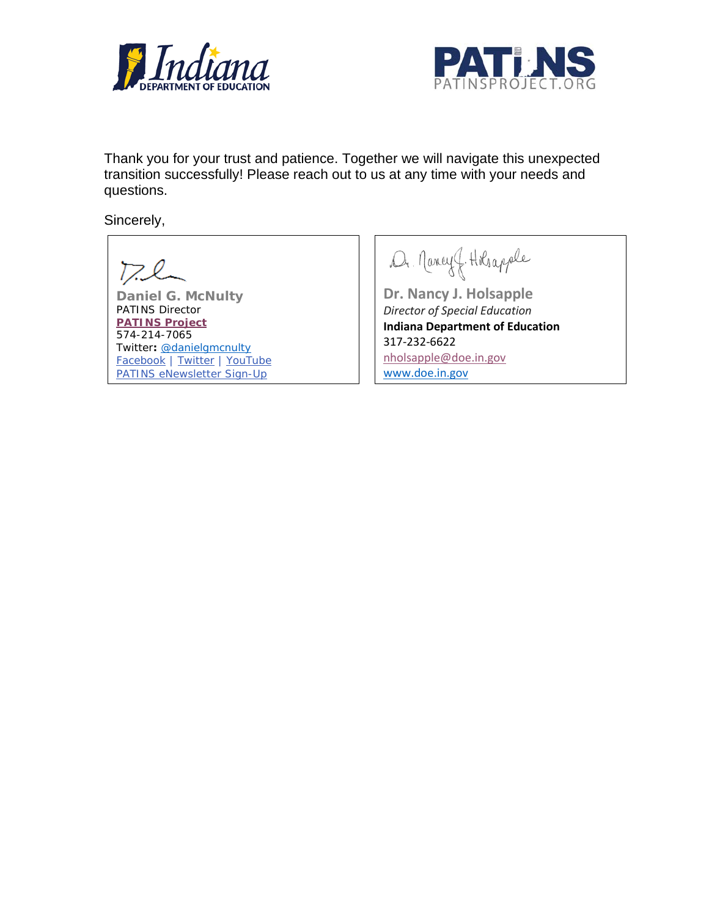Thank you for your trust and patience. Together we will navigate this unexpected transition successfully! Please reach out to us at any time with your needs and questions.

Sincerely,

| | |
|---|---|
| **Daniel G. McNulty**<br>PATINS Director<br>**PATINS Project**<br>574-214-7065<br>Twitter**:** @danielgmcnulty<br>Facebook \| Twitter \| YouTube<br>PATINS eNewsletter Sign-Up | **Dr. Nancy J. Holsapple**<br>*Director of Special Education*<br>**Indiana Department of Education**<br>317-232-6622<br>nholsapple@doe.in.gov<br>www.doe.in.gov |